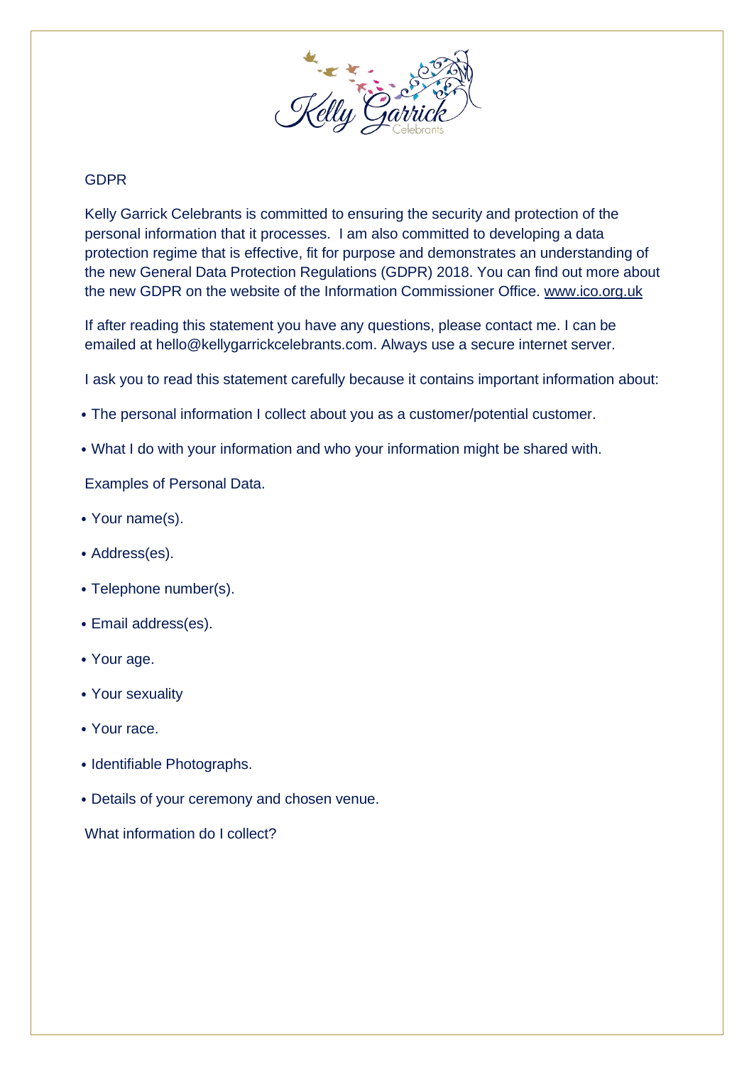Kelly Garrick Celebrants

## GDPR

Kelly Garrick Celebrants is committed to ensuring the security and protection of the personal information that it processes. I am also committed to developing a data protection regime that is effective, fit for purpose and demonstrates an understanding of the new General Data Protection Regulations (GDPR) 2018. You can find out more about the new GDPR on the website of the Information Commissioner Office. www.ico.org.uk

If after reading this statement you have any questions, please contact me. I can be emailed at hello@kellygarrickcelebrants.com. Always use a secure internet server.

I ask you to read this statement carefully because it contains important information about:

- The personal information I collect about you as a customer/potential customer.
- What I do with your information and who your information might be shared with.

Examples of Personal Data.

- Your name(s).
- Address(es).
- Telephone number(s).
- Email address(es).
- Your age.
- Your sexuality
- Your race.
- Identifiable Photographs.
- Details of your ceremony and chosen venue.

What information do I collect?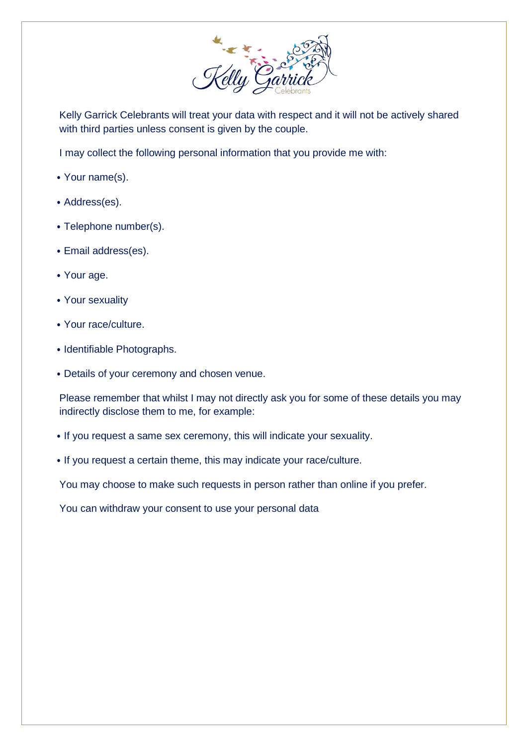Kelly Garrick Celebrants will treat your data with respect and it will not be actively shared with third parties unless consent is given by the couple.

I may collect the following personal information that you provide me with:

- Your name(s).
- Address(es).
- Telephone number(s).
- Email address(es).
- Your age.
- Your sexuality
- Your race/culture.
- Identifiable Photographs.
- Details of your ceremony and chosen venue.

Please remember that whilst I may not directly ask you for some of these details you may indirectly disclose them to me, for example:

- If you request a same sex ceremony, this will indicate your sexuality.
- If you request a certain theme, this may indicate your race/culture.

You may choose to make such requests in person rather than online if you prefer.

You can withdraw your consent to use your personal data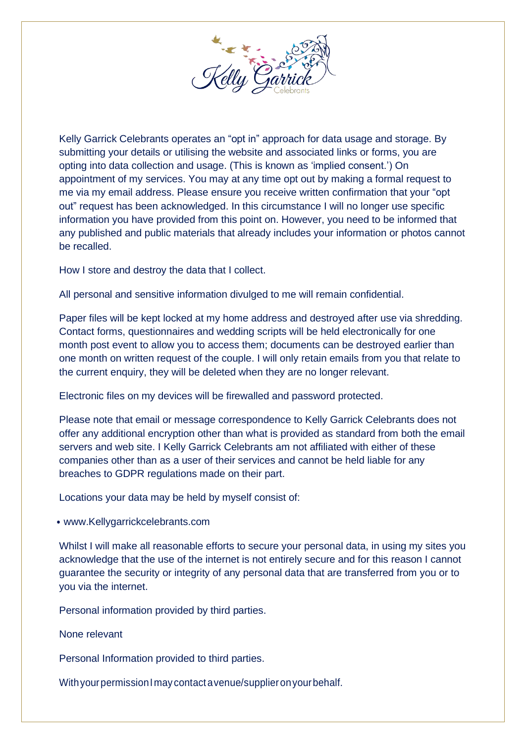Kelly Garrick Celebrants operates an "opt in" approach for data usage and storage. By submitting your details or utilising the website and associated links or forms, you are opting into data collection and usage. (This is known as 'implied consent.') On appointment of my services. You may at any time opt out by making a formal request to me via my email address. Please ensure you receive written confirmation that your "opt out" request has been acknowledged. In this circumstance I will no longer use specific information you have provided from this point on. However, you need to be informed that any published and public materials that already includes your information or photos cannot be recalled.

How I store and destroy the data that I collect.

All personal and sensitive information divulged to me will remain confidential.

Paper files will be kept locked at my home address and destroyed after use via shredding. Contact forms, questionnaires and wedding scripts will be held electronically for one month post event to allow you to access them; documents can be destroyed earlier than one month on written request of the couple. I will only retain emails from you that relate to the current enquiry, they will be deleted when they are no longer relevant.

Electronic files on my devices will be firewalled and password protected.

Please note that email or message correspondence to Kelly Garrick Celebrants does not offer any additional encryption other than what is provided as standard from both the email servers and web site. I Kelly Garrick Celebrants am not affiliated with either of these companies other than as a user of their services and cannot be held liable for any breaches to GDPR regulations made on their part.

Locations your data may be held by myself consist of:

- www.Kellygarrickcelebrants.com

Whilst I will make all reasonable efforts to secure your personal data, in using my sites you acknowledge that the use of the internet is not entirely secure and for this reason I cannot guarantee the security or integrity of any personal data that are transferred from you or to you via the internet.

Personal information provided by third parties.

None relevant

Personal Information provided to third parties.

With your permission I may contact a venue/supplier on your behalf.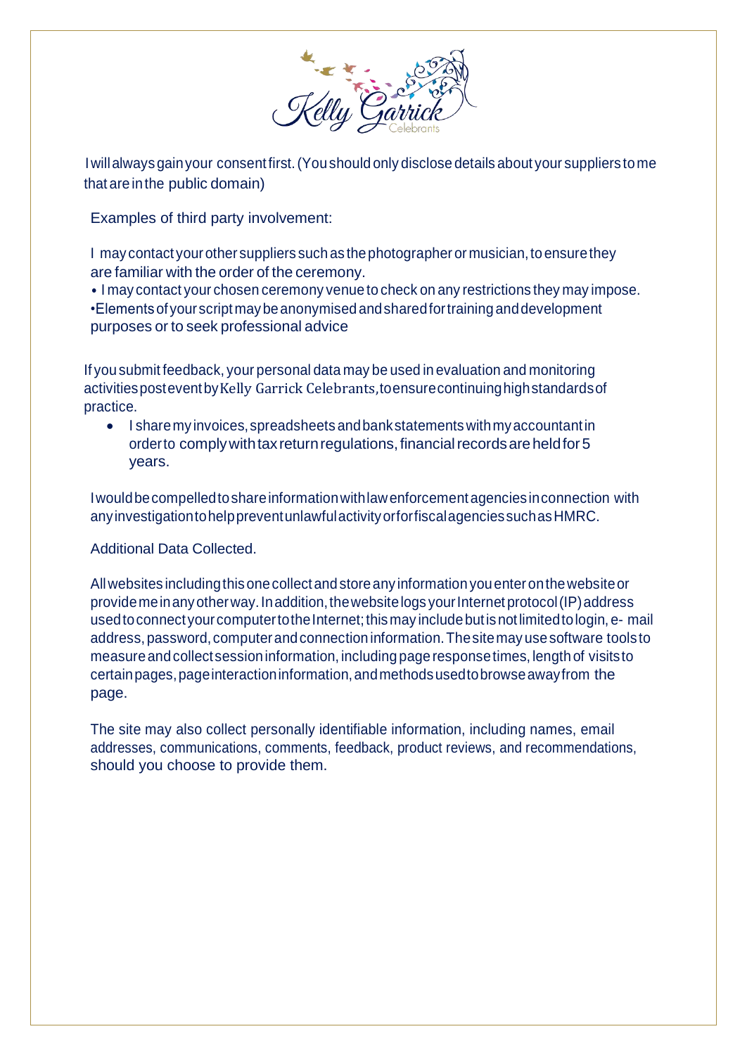I will always gain your consent first. (You should only disclose details about your suppliers to me that are in the public domain)

Examples of third party involvement:

I may contact your other suppliers such as the photographer or musician, to ensure they are familiar with the order of the ceremony.

- I may contact your chosen ceremony venue to check on any restrictions they may impose.
- Elements of your script may be anonymised and shared for training and development purposes or to seek professional advice

If you submit feedback, your personal data may be used in evaluation and monitoring activities post event by Kelly Garrick Celebrants, to ensure continuing high standards of practice.

- I share my invoices, spreadsheets and bank statements with my accountant in order to comply with tax return regulations, financial records are held for 5 years.

I would be compelled to share information with law enforcement agencies in connection with any investigation to help prevent unlawful activity or for fiscal agencies such as HMRC.

Additional Data Collected.

All websites including this one collect and store any information you enter on the website or provide me in any other way. In addition, the website logs your Internet protocol (IP) address used to connect your computer to the Internet; this may include but is not limited to login, e- mail address, password, computer and connection information. The site may use software tools to measure and collect session information, including page response times, length of visits to certain pages, page interaction information, and methods used to browse away from the page.

The site may also collect personally identifiable information, including names, email addresses, communications, comments, feedback, product reviews, and recommendations, should you choose to provide them.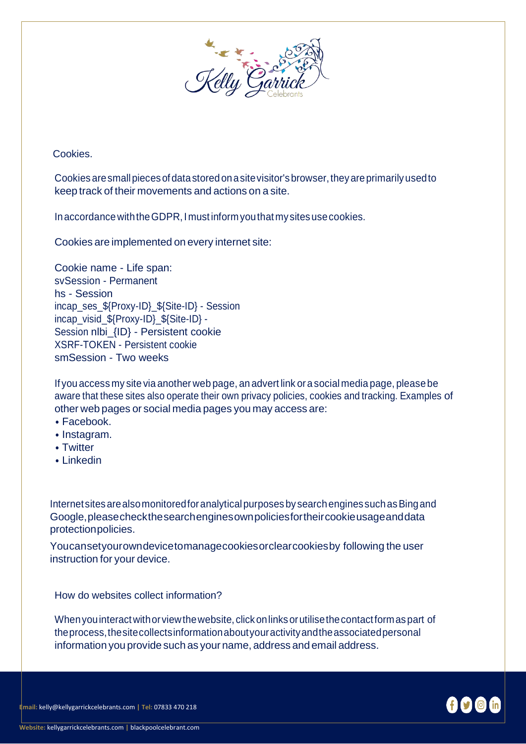Cookies.

Cookies are small pieces of data stored on a site visitor's browser, they are primarily used to keep track of their movements and actions on a site.

In accordance with the GDPR, I must inform you that my sites use cookies.

Cookies are implemented on every internet site:

Cookie name - Life span:
svSession - Permanent
hs - Session
incap_ses_${Proxy-ID}_${Site-ID} - Session
incap_visid_${Proxy-ID}_${Site-ID} - Session
nlbi_{ID} - Persistent cookie
XSRF-TOKEN - Persistent cookie
smSession - Two weeks

If you access my site via another web page, an advert link or a social media page, please be aware that these sites also operate their own privacy policies, cookies and tracking. Examples of other web pages or social media pages you may access are:

- Facebook.
- Instagram.
- Twitter
- Linkedin

Internet sites are also monitored for analytical purposes by search engines such as Bing and Google, please check the search engines own policies for their cookie usage and data protection policies.

You can set your own device to manage cookies or clear cookies by following the user instruction for your device.

How do websites collect information?

When you interact with or view the website, click on links or utilise the contact form as part of the process, the site collects information about your activity and the associated personal information you provide such as your name, address and email address.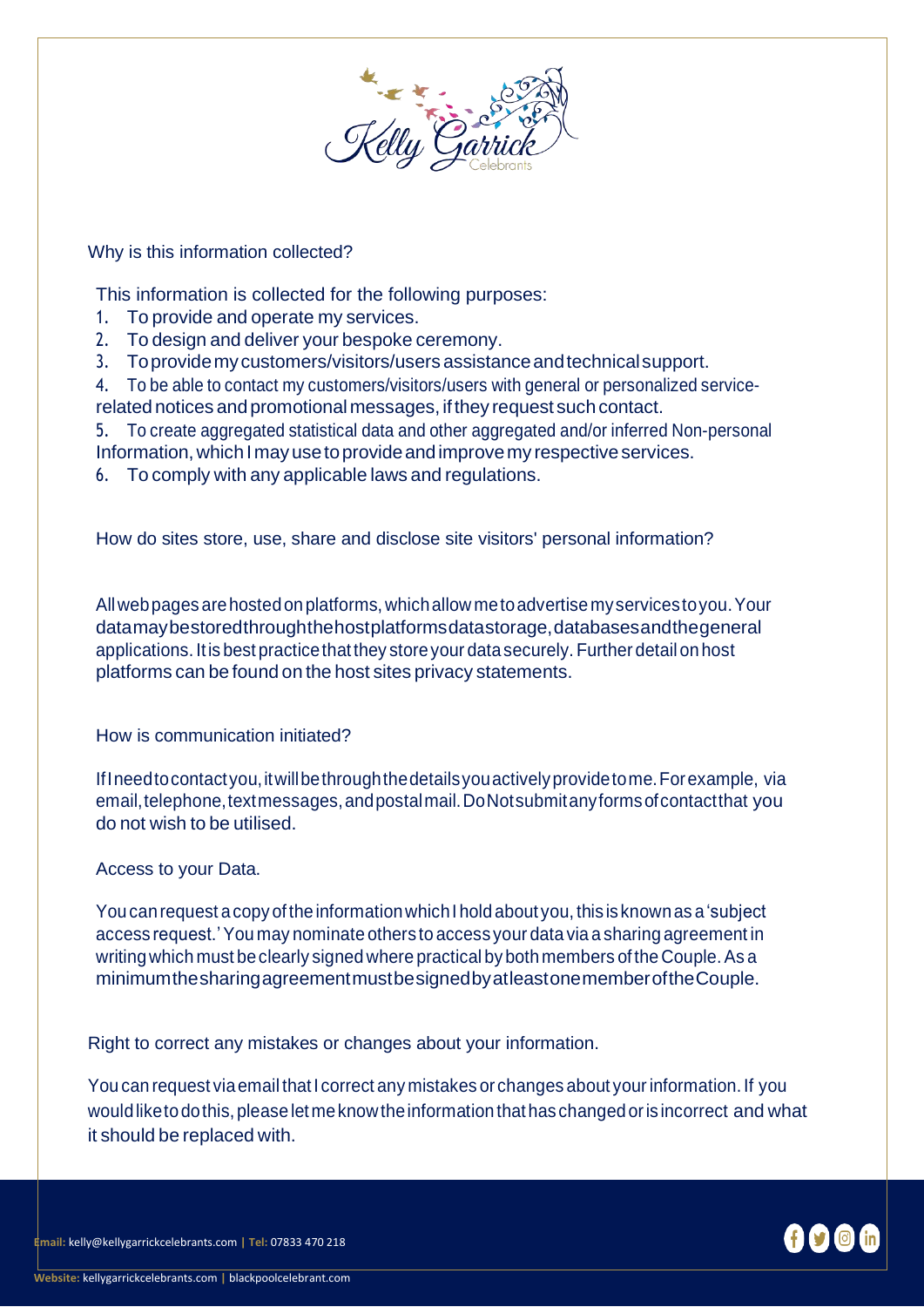## Why is this information collected?

This information is collected for the following purposes:

1. To provide and operate my services.
2. To design and deliver your bespoke ceremony.
3. To provide my customers/visitors/users assistance and technical support.
4. To be able to contact my customers/visitors/users with general or personalized service-related notices and promotional messages, if they request such contact.
5. To create aggregated statistical data and other aggregated and/or inferred Non-personal Information, which I may use to provide and improve my respective services.
6. To comply with any applicable laws and regulations.

## How do sites store, use, share and disclose site visitors' personal information?

All web pages are hosted on platforms, which allow me to advertise my services to you. Your data may be stored through the host platforms data storage, databases and the general applications. It is best practice that they store your data securely. Further detail on host platforms can be found on the host sites privacy statements.

## How is communication initiated?

If I need to contact you, it will be through the details you actively provide to me. For example, via email, telephone, text messages, and postal mail. Do Not submit any forms of contact that you do not wish to be utilised.

## Access to your Data.

You can request a copy of the information which I hold about you, this is known as a 'subject access request.' You may nominate others to access your data via a sharing agreement in writing which must be clearly signed where practical by both members of the Couple. As a minimum the sharing agreement must be signed by at least one member of the Couple.

## Right to correct any mistakes or changes about your information.

You can request via email that I correct any mistakes or changes about your information. If you would like to do this, please let me know the information that has changed or is incorrect and what it should be replaced with.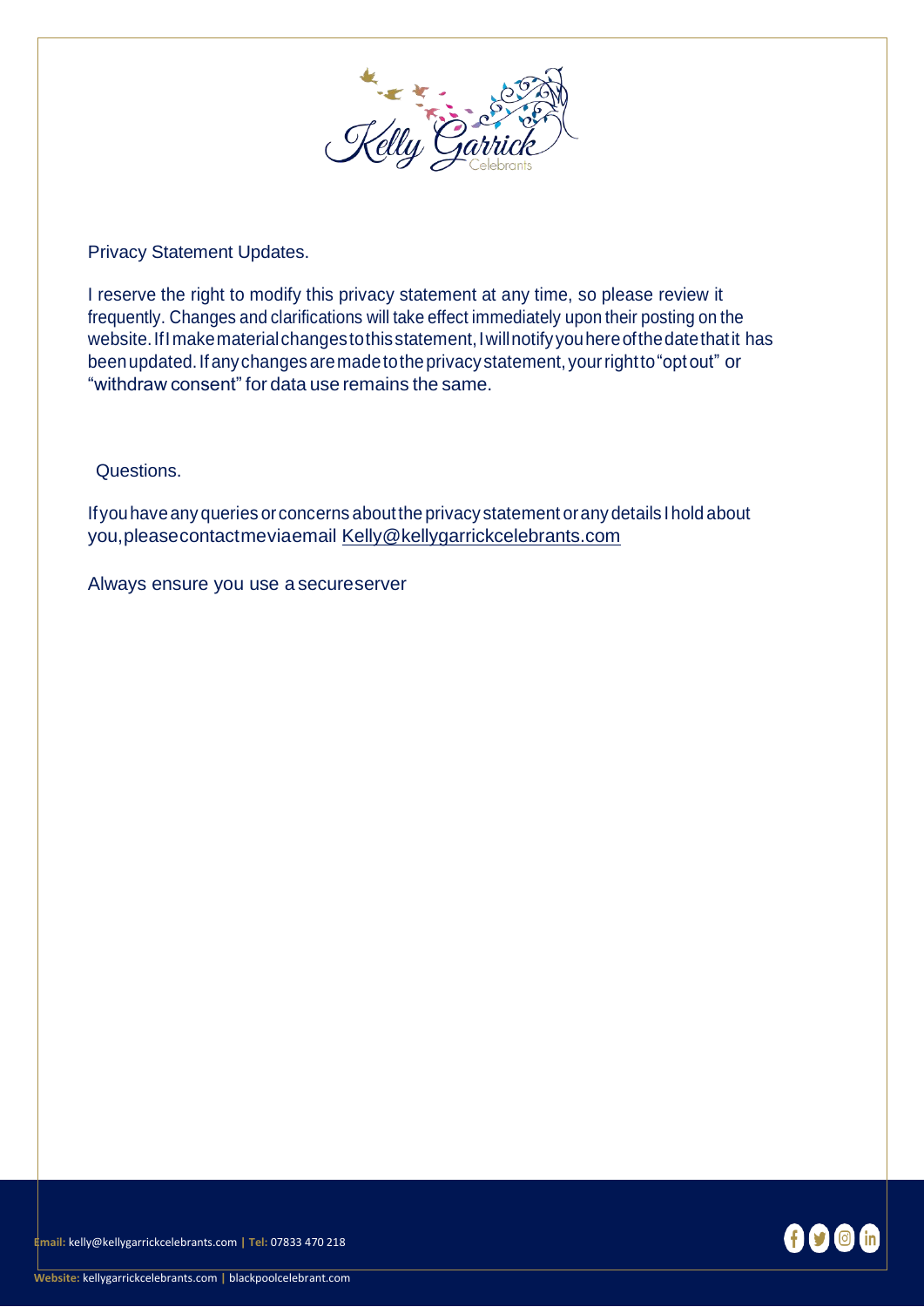## Privacy Statement Updates.

I reserve the right to modify this privacy statement at any time, so please review it frequently. Changes and clarifications will take effect immediately upon their posting on the website. If I make material changes to this statement, I will notify you here of the date that it has been updated. If any changes are made to the privacy statement, your right to "opt out" or "withdraw consent" for data use remains the same.

## Questions.

If you have any queries or concerns about the privacy statement or any details I hold about you, please contact me via email Kelly@kellygarrickcelebrants.com

Always ensure you use a secure server